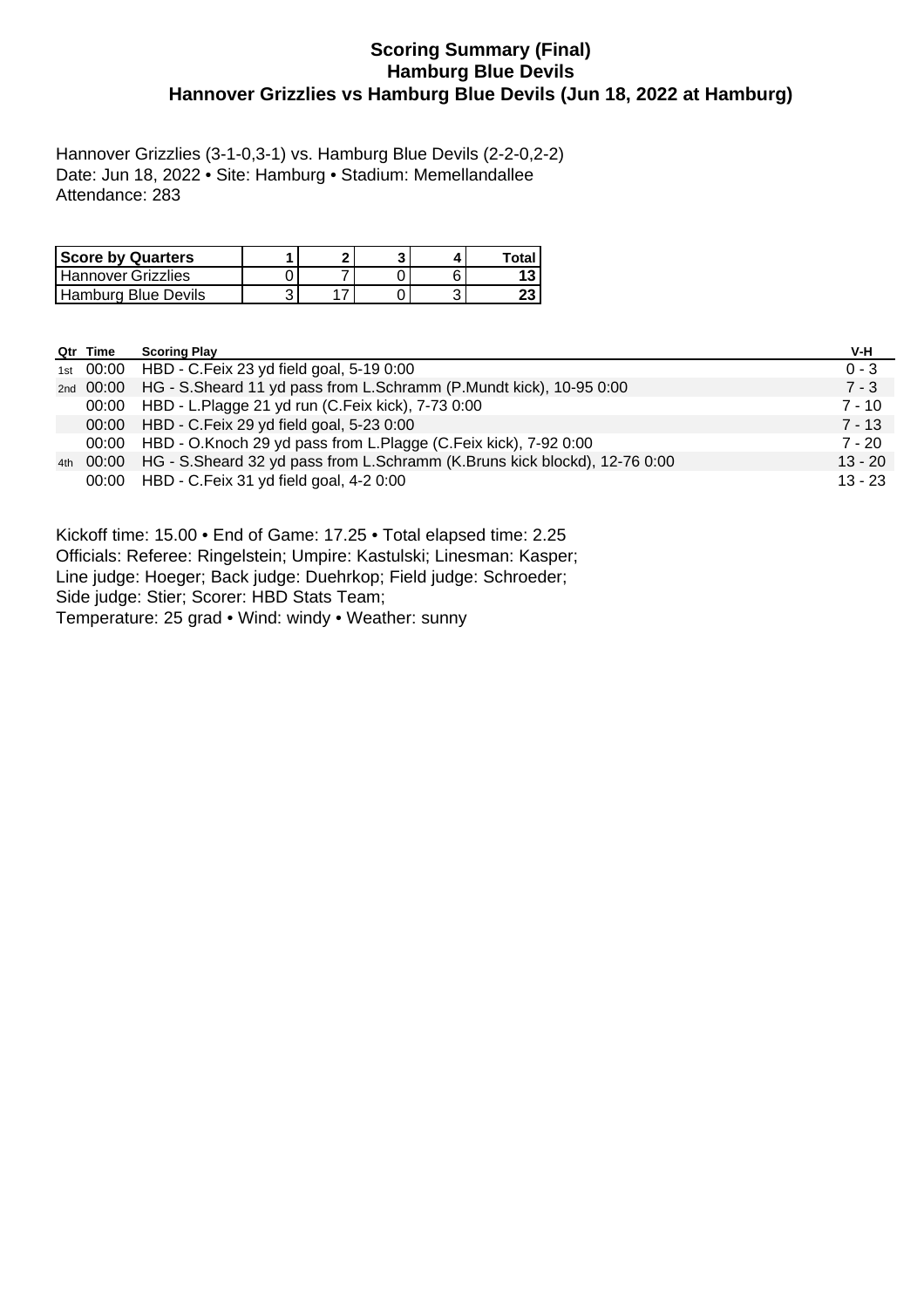# Scoring Summary (Final)
## Hamburg Blue Devils
## Hannover Grizzlies vs Hamburg Blue Devils (Jun 18, 2022 at Hamburg)

Hannover Grizzlies (3-1-0,3-1) vs. Hamburg Blue Devils (2-2-0,2-2)
Date: Jun 18, 2022 • Site: Hamburg • Stadium: Memellandallee
Attendance: 283

| Score by Quarters | 1 | 2 | 3 | 4 | Total |
|---|---|---|---|---|---|
| Hannover Grizzlies | 0 | 7 | 0 | 6 | **13** |
| Hamburg Blue Devils | 3 | 17 | 0 | 3 | **23** |

| Qtr | Time | Scoring Play | V-H |
|---|---|---|---|
| 1st | 00:00 | HBD - C.Feix 23 yd field goal, 5-19 0:00 | 0 - 3 |
| 2nd | 00:00 | HG - S.Sheard 11 yd pass from L.Schramm (P.Mundt kick), 10-95 0:00 | 7 - 3 |
| | 00:00 | HBD - L.Plagge 21 yd run (C.Feix kick), 7-73 0:00 | 7 - 10 |
| | 00:00 | HBD - C.Feix 29 yd field goal, 5-23 0:00 | 7 - 13 |
| | 00:00 | HBD - O.Knoch 29 yd pass from L.Plagge (C.Feix kick), 7-92 0:00 | 7 - 20 |
| 4th | 00:00 | HG - S.Sheard 32 yd pass from L.Schramm (K.Bruns kick blockd), 12-76 0:00 | 13 - 20 |
| | 00:00 | HBD - C.Feix 31 yd field goal, 4-2 0:00 | 13 - 23 |

Kickoff time: 15.00 • End of Game: 17.25 • Total elapsed time: 2.25
Officials: Referee: Ringelstein; Umpire: Kastulski; Linesman: Kasper;
Line judge: Hoeger; Back judge: Duehrkop; Field judge: Schroeder;
Side judge: Stier; Scorer: HBD Stats Team;
Temperature: 25 grad • Wind: windy • Weather: sunny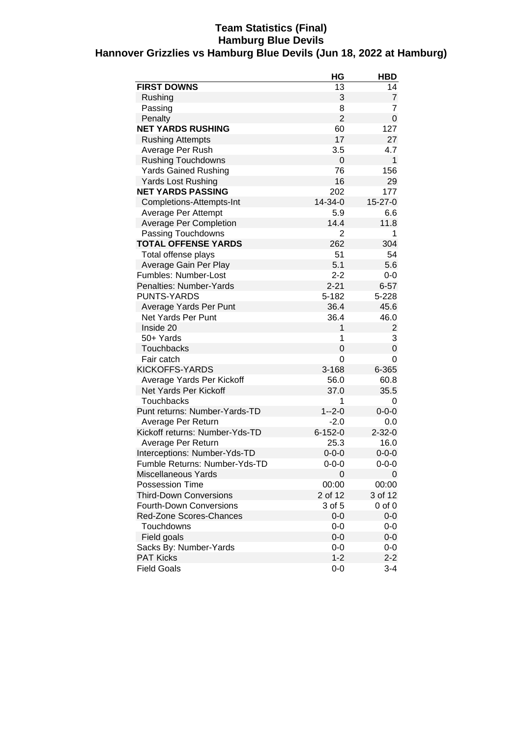# Team Statistics (Final)
## Hamburg Blue Devils
## Hannover Grizzlies vs Hamburg Blue Devils (Jun 18, 2022 at Hamburg)

| | HG | HBD |
|---|---|---|
| **FIRST DOWNS** | 13 | 14 |
| Rushing | 3 | 7 |
| Passing | 8 | 7 |
| Penalty | 2 | 0 |
| **NET YARDS RUSHING** | 60 | 127 |
| Rushing Attempts | 17 | 27 |
| Average Per Rush | 3.5 | 4.7 |
| Rushing Touchdowns | 0 | 1 |
| Yards Gained Rushing | 76 | 156 |
| Yards Lost Rushing | 16 | 29 |
| **NET YARDS PASSING** | 202 | 177 |
| Completions-Attempts-Int | 14-34-0 | 15-27-0 |
| Average Per Attempt | 5.9 | 6.6 |
| Average Per Completion | 14.4 | 11.8 |
| Passing Touchdowns | 2 | 1 |
| **TOTAL OFFENSE YARDS** | 262 | 304 |
| Total offense plays | 51 | 54 |
| Average Gain Per Play | 5.1 | 5.6 |
| Fumbles: Number-Lost | 2-2 | 0-0 |
| Penalties: Number-Yards | 2-21 | 6-57 |
| PUNTS-YARDS | 5-182 | 5-228 |
| Average Yards Per Punt | 36.4 | 45.6 |
| Net Yards Per Punt | 36.4 | 46.0 |
| Inside 20 | 1 | 2 |
| 50+ Yards | 1 | 3 |
| Touchbacks | 0 | 0 |
| Fair catch | 0 | 0 |
| KICKOFFS-YARDS | 3-168 | 6-365 |
| Average Yards Per Kickoff | 56.0 | 60.8 |
| Net Yards Per Kickoff | 37.0 | 35.5 |
| Touchbacks | 1 | 0 |
| Punt returns: Number-Yards-TD | 1--2-0 | 0-0-0 |
| Average Per Return | -2.0 | 0.0 |
| Kickoff returns: Number-Yds-TD | 6-152-0 | 2-32-0 |
| Average Per Return | 25.3 | 16.0 |
| Interceptions: Number-Yds-TD | 0-0-0 | 0-0-0 |
| Fumble Returns: Number-Yds-TD | 0-0-0 | 0-0-0 |
| Miscellaneous Yards | 0 | 0 |
| Possession Time | 00:00 | 00:00 |
| Third-Down Conversions | 2 of 12 | 3 of 12 |
| Fourth-Down Conversions | 3 of 5 | 0 of 0 |
| Red-Zone Scores-Chances | 0-0 | 0-0 |
| Touchdowns | 0-0 | 0-0 |
| Field goals | 0-0 | 0-0 |
| Sacks By: Number-Yards | 0-0 | 0-0 |
| PAT Kicks | 1-2 | 2-2 |
| Field Goals | 0-0 | 3-4 |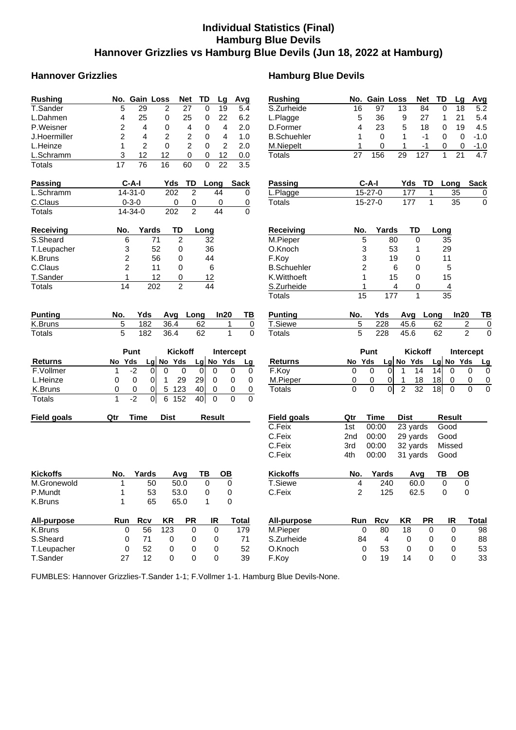# Individual Statistics (Final)
## Hamburg Blue Devils
## Hannover Grizzlies vs Hamburg Blue Devils (Jun 18, 2022 at Hamburg)

### Hannover Grizzlies

| Rushing | No. | Gain | Loss | Net | TD | Lg | Avg |
|---|---|---|---|---|---|---|---|
| T.Sander | 5 | 29 | 2 | 27 | 0 | 19 | 5.4 |
| L.Dahmen | 4 | 25 | 0 | 25 | 0 | 22 | 6.2 |
| P.Weisner | 2 | 4 | 0 | 4 | 0 | 4 | 2.0 |
| J.Hoermiller | 2 | 4 | 2 | 2 | 0 | 4 | 1.0 |
| L.Heinze | 1 | 2 | 0 | 2 | 0 | 2 | 2.0 |
| L.Schramm | 3 | 12 | 12 | 0 | 0 | 12 | 0.0 |
| Totals | 17 | 76 | 16 | 60 | 0 | 22 | 3.5 |

| Passing | C-A-I | Yds | TD | Long | Sack |
|---|---|---|---|---|---|
| L.Schramm | 14-31-0 | 202 | 2 | 44 | 0 |
| C.Claus | 0-3-0 | 0 | 0 | 0 | 0 |
| Totals | 14-34-0 | 202 | 2 | 44 | 0 |

| Receiving | No. | Yards | TD | Long |
|---|---|---|---|---|
| S.Sheard | 6 | 71 | 2 | 32 |
| T.Leupacher | 3 | 52 | 0 | 36 |
| K.Bruns | 2 | 56 | 0 | 44 |
| C.Claus | 2 | 11 | 0 | 6 |
| T.Sander | 1 | 12 | 0 | 12 |
| Totals | 14 | 202 | 2 | 44 |

| Punting | No. | Yds | Avg | Long | In20 | TB |
|---|---|---|---|---|---|---|
| K.Bruns | 5 | 182 | 36.4 | 62 | 1 | 0 |
| Totals | 5 | 182 | 36.4 | 62 | 1 | 0 |

| | Punt | | | Kickoff | | | Intercept | | |
|---|---|---|---|---|---|---|---|---|---|
| Returns | No | Yds | Lg | No | Yds | Lg | No | Yds | Lg |
| F.Vollmer | 1 | -2 | 0 | 0 | 0 | 0 | 0 | 0 | 0 |
| L.Heinze | 0 | 0 | 0 | 1 | 29 | 29 | 0 | 0 | 0 |
| K.Bruns | 0 | 0 | 0 | 5 | 123 | 40 | 0 | 0 | 0 |
| Totals | 1 | -2 | 0 | 6 | 152 | 40 | 0 | 0 | 0 |

| Field goals | Qtr | Time | Dist | Result |
|---|---|---|---|---|

| Kickoffs | No. | Yards | Avg | TB | OB |
|---|---|---|---|---|---|
| M.Gronewold | 1 | 50 | 50.0 | 0 | 0 |
| P.Mundt | 1 | 53 | 53.0 | 0 | 0 |
| K.Bruns | 1 | 65 | 65.0 | 1 | 0 |

| All-purpose | Run | Rcv | KR | PR | IR | Total |
|---|---|---|---|---|---|---|
| K.Bruns | 0 | 56 | 123 | 0 | 0 | 179 |
| S.Sheard | 0 | 71 | 0 | 0 | 0 | 71 |
| T.Leupacher | 0 | 52 | 0 | 0 | 0 | 52 |
| T.Sander | 27 | 12 | 0 | 0 | 0 | 39 |

### Hamburg Blue Devils

| Rushing | No. | Gain | Loss | Net | TD | Lg | Avg |
|---|---|---|---|---|---|---|---|
| S.Zurheide | 16 | 97 | 13 | 84 | 0 | 18 | 5.2 |
| L.Plagge | 5 | 36 | 9 | 27 | 1 | 21 | 5.4 |
| D.Former | 4 | 23 | 5 | 18 | 0 | 19 | 4.5 |
| B.Schuehler | 1 | 0 | 1 | -1 | 0 | 0 | -1.0 |
| M.Niepelt | 1 | 0 | 1 | -1 | 0 | 0 | -1.0 |
| Totals | 27 | 156 | 29 | 127 | 1 | 21 | 4.7 |

| Passing | C-A-I | Yds | TD | Long | Sack |
|---|---|---|---|---|---|
| L.Plagge | 15-27-0 | 177 | 1 | 35 | 0 |
| Totals | 15-27-0 | 177 | 1 | 35 | 0 |

| Receiving | No. | Yards | TD | Long |
|---|---|---|---|---|
| M.Pieper | 5 | 80 | 0 | 35 |
| O.Knoch | 3 | 53 | 1 | 29 |
| F.Koy | 3 | 19 | 0 | 11 |
| B.Schuehler | 2 | 6 | 0 | 5 |
| K.Witthoeft | 1 | 15 | 0 | 15 |
| S.Zurheide | 1 | 4 | 0 | 4 |
| Totals | 15 | 177 | 1 | 35 |

| Punting | No. | Yds | Avg | Long | In20 | TB |
|---|---|---|---|---|---|---|
| T.Siewe | 5 | 228 | 45.6 | 62 | 2 | 0 |
| Totals | 5 | 228 | 45.6 | 62 | 2 | 0 |

| | Punt | | | Kickoff | | | Intercept | | |
|---|---|---|---|---|---|---|---|---|---|
| Returns | No | Yds | Lg | No | Yds | Lg | No | Yds | Lg |
| F.Koy | 0 | 0 | 0 | 1 | 14 | 14 | 0 | 0 | 0 |
| M.Pieper | 0 | 0 | 0 | 1 | 18 | 18 | 0 | 0 | 0 |
| Totals | 0 | 0 | 0 | 2 | 32 | 18 | 0 | 0 | 0 |

| Field goals | Qtr | Time | Dist | Result |
|---|---|---|---|---|
| C.Feix | 1st | 00:00 | 23 yards | Good |
| C.Feix | 2nd | 00:00 | 29 yards | Good |
| C.Feix | 3rd | 00:00 | 32 yards | Missed |
| C.Feix | 4th | 00:00 | 31 yards | Good |

| Kickoffs | No. | Yards | Avg | TB | OB |
|---|---|---|---|---|---|
| T.Siewe | 4 | 240 | 60.0 | 0 | 0 |
| C.Feix | 2 | 125 | 62.5 | 0 | 0 |

| All-purpose | Run | Rcv | KR | PR | IR | Total |
|---|---|---|---|---|---|---|
| M.Pieper | 0 | 80 | 18 | 0 | 0 | 98 |
| S.Zurheide | 84 | 4 | 0 | 0 | 0 | 88 |
| O.Knoch | 0 | 53 | 0 | 0 | 0 | 53 |
| F.Koy | 0 | 19 | 14 | 0 | 0 | 33 |

FUMBLES: Hannover Grizzlies-T.Sander 1-1; F.Vollmer 1-1. Hamburg Blue Devils-None.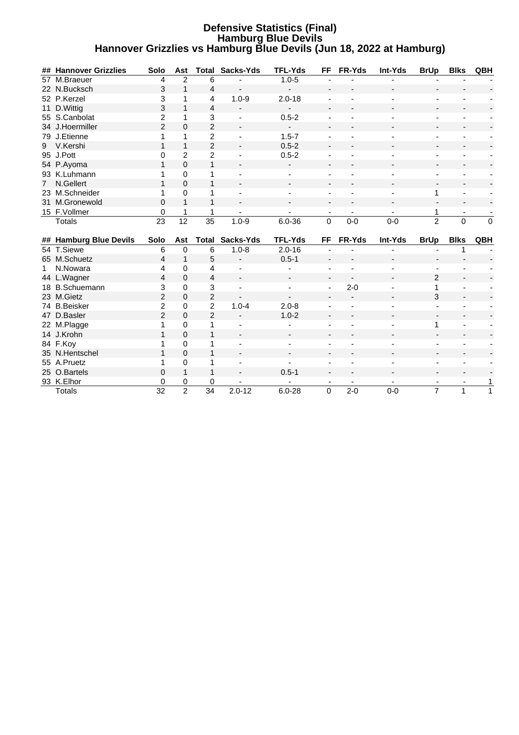# Defensive Statistics (Final)
## Hamburg Blue Devils
## Hannover Grizzlies vs Hamburg Blue Devils (Jun 18, 2022 at Hamburg)

| ## | Hannover Grizzlies | Solo | Ast | Total | Sacks-Yds | TFL-Yds | FF | FR-Yds | Int-Yds | BrUp | Blks | QBH |
|---|---|---|---|---|---|---|---|---|---|---|---|---|
| 57 | M.Braeuer | 4 | 2 | 6 | - | 1.0-5 | - | - | - | - | - | - |
| 22 | N.Bucksch | 3 | 1 | 4 | - | - | - | - | - | - | - | - |
| 52 | P.Kerzel | 3 | 1 | 4 | 1.0-9 | 2.0-18 | - | - | - | - | - | - |
| 11 | D.Wittig | 3 | 1 | 4 | - | - | - | - | - | - | - | - |
| 55 | S.Canbolat | 2 | 1 | 3 | - | 0.5-2 | - | - | - | - | - | - |
| 34 | J.Hoermiller | 2 | 0 | 2 | - | - | - | - | - | - | - | - |
| 79 | J.Etienne | 1 | 1 | 2 | - | 1.5-7 | - | - | - | - | - | - |
| 9 | V.Kershi | 1 | 1 | 2 | - | 0.5-2 | - | - | - | - | - | - |
| 95 | J.Pott | 0 | 2 | 2 | - | 0.5-2 | - | - | - | - | - | - |
| 54 | P.Ayoma | 1 | 0 | 1 | - | - | - | - | - | - | - | - |
| 93 | K.Luhmann | 1 | 0 | 1 | - | - | - | - | - | - | - | - |
| 7 | N.Gellert | 1 | 0 | 1 | - | - | - | - | - | - | - | - |
| 23 | M.Schneider | 1 | 0 | 1 | - | - | - | - | - | 1 | - | - |
| 31 | M.Gronewold | 0 | 1 | 1 | - | - | - | - | - | - | - | - |
| 15 | F.Vollmer | 0 | 1 | 1 | - | - | - | - | - | 1 | - | - |
| | Totals | 23 | 12 | 35 | 1.0-9 | 6.0-36 | 0 | 0-0 | 0-0 | 2 | 0 | 0 |

| ## | Hamburg Blue Devils | Solo | Ast | Total | Sacks-Yds | TFL-Yds | FF | FR-Yds | Int-Yds | BrUp | Blks | QBH |
|---|---|---|---|---|---|---|---|---|---|---|---|---|
| 54 | T.Siewe | 6 | 0 | 6 | 1.0-8 | 2.0-16 | - | - | - | - | 1 | - |
| 65 | M.Schuetz | 4 | 1 | 5 | - | 0.5-1 | - | - | - | - | - | - |
| 1 | N.Nowara | 4 | 0 | 4 | - | - | - | - | - | - | - | - |
| 44 | L.Wagner | 4 | 0 | 4 | - | - | - | - | - | 2 | - | - |
| 18 | B.Schuemann | 3 | 0 | 3 | - | - | - | 2-0 | - | 1 | - | - |
| 23 | M.Gietz | 2 | 0 | 2 | - | - | - | - | - | 3 | - | - |
| 74 | B.Beisker | 2 | 0 | 2 | 1.0-4 | 2.0-8 | - | - | - | - | - | - |
| 47 | D.Basler | 2 | 0 | 2 | - | 1.0-2 | - | - | - | - | - | - |
| 22 | M.Plagge | 1 | 0 | 1 | - | - | - | - | - | 1 | - | - |
| 14 | J.Krohn | 1 | 0 | 1 | - | - | - | - | - | - | - | - |
| 84 | F.Koy | 1 | 0 | 1 | - | - | - | - | - | - | - | - |
| 35 | N.Hentschel | 1 | 0 | 1 | - | - | - | - | - | - | - | - |
| 55 | A.Pruetz | 1 | 0 | 1 | - | - | - | - | - | - | - | - |
| 25 | O.Bartels | 0 | 1 | 1 | - | 0.5-1 | - | - | - | - | - | - |
| 93 | K.Elhor | 0 | 0 | 0 | - | - | - | - | - | - | - | 1 |
| | Totals | 32 | 2 | 34 | 2.0-12 | 6.0-28 | 0 | 2-0 | 0-0 | 7 | 1 | 1 |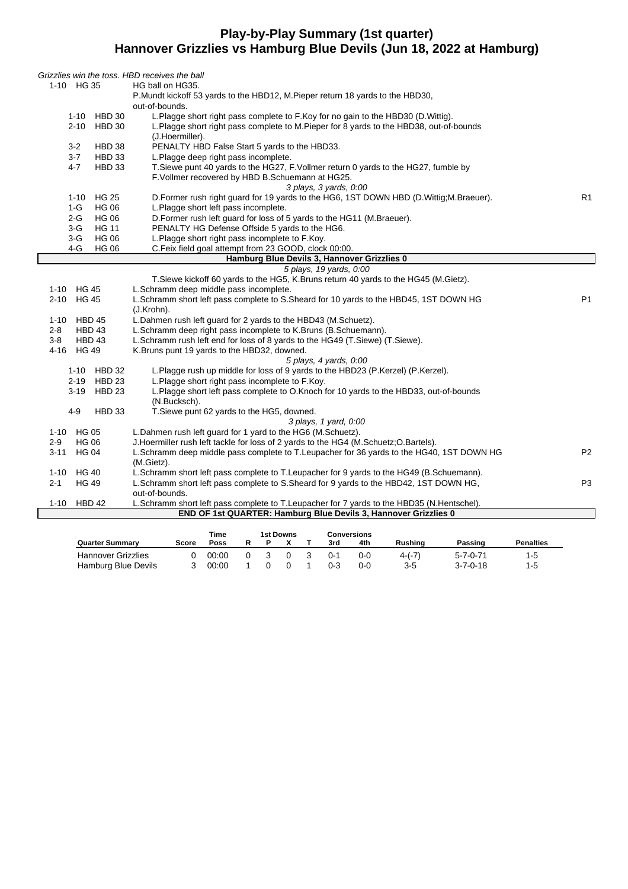# Play-by-Play Summary (1st quarter)
## Hannover Grizzlies vs Hamburg Blue Devils (Jun 18, 2022 at Hamburg)

*Grizzlies win the toss. HBD receives the ball*

| Down | Spot | Play | |
|---|---|---|---|
| 1-10 | HG 35 | HG ball on HG35. | |
| | | P.Mundt kickoff 53 yards to the HBD12, M.Pieper return 18 yards to the HBD30, out-of-bounds. | |
| 1-10 | HBD 30 | L.Plagge short right pass complete to F.Koy for no gain to the HBD30 (D.Wittig). | |
| 2-10 | HBD 30 | L.Plagge short right pass complete to M.Pieper for 8 yards to the HBD38, out-of-bounds (J.Hoermiller). | |
| 3-2 | HBD 38 | PENALTY HBD False Start 5 yards to the HBD33. | |
| 3-7 | HBD 33 | L.Plagge deep right pass incomplete. | |
| 4-7 | HBD 33 | T.Siewe punt 40 yards to the HG27, F.Vollmer return 0 yards to the HG27, fumble by F.Vollmer recovered by HBD B.Schuemann at HG25. | |
| | | *3 plays, 3 yards, 0:00* | |
| 1-10 | HG 25 | D.Former rush right guard for 19 yards to the HG6, 1ST DOWN HBD (D.Wittig;M.Braeuer). | R1 |
| 1-G | HG 06 | L.Plagge short left pass incomplete. | |
| 2-G | HG 06 | D.Former rush left guard for loss of 5 yards to the HG11 (M.Braeuer). | |
| 3-G | HG 11 | PENALTY HG Defense Offside 5 yards to the HG6. | |
| 3-G | HG 06 | L.Plagge short right pass incomplete to F.Koy. | |
| 4-G | HG 06 | C.Feix field goal attempt from 23 GOOD, clock 00:00. | |
| | | **Hamburg Blue Devils 3, Hannover Grizzlies 0** | |
| | | *5 plays, 19 yards, 0:00* | |
| | | T.Siewe kickoff 60 yards to the HG5, K.Bruns return 40 yards to the HG45 (M.Gietz). | |
| 1-10 | HG 45 | L.Schramm deep middle pass incomplete. | |
| 2-10 | HG 45 | L.Schramm short left pass complete to S.Sheard for 10 yards to the HBD45, 1ST DOWN HG (J.Krohn). | P1 |
| 1-10 | HBD 45 | L.Dahmen rush left guard for 2 yards to the HBD43 (M.Schuetz). | |
| 2-8 | HBD 43 | L.Schramm deep right pass incomplete to K.Bruns (B.Schuemann). | |
| 3-8 | HBD 43 | L.Schramm rush left end for loss of 8 yards to the HG49 (T.Siewe) (T.Siewe). | |
| 4-16 | HG 49 | K.Bruns punt 19 yards to the HBD32, downed. | |
| | | *5 plays, 4 yards, 0:00* | |
| 1-10 | HBD 32 | L.Plagge rush up middle for loss of 9 yards to the HBD23 (P.Kerzel) (P.Kerzel). | |
| 2-19 | HBD 23 | L.Plagge short right pass incomplete to F.Koy. | |
| 3-19 | HBD 23 | L.Plagge short left pass complete to O.Knoch for 10 yards to the HBD33, out-of-bounds (N.Bucksch). | |
| 4-9 | HBD 33 | T.Siewe punt 62 yards to the HG5, downed. | |
| | | *3 plays, 1 yard, 0:00* | |
| 1-10 | HG 05 | L.Dahmen rush left guard for 1 yard to the HG6 (M.Schuetz). | |
| 2-9 | HG 06 | J.Hoermiller rush left tackle for loss of 2 yards to the HG4 (M.Schuetz;O.Bartels). | |
| 3-11 | HG 04 | L.Schramm deep middle pass complete to T.Leupacher for 36 yards to the HG40, 1ST DOWN HG (M.Gietz). | P2 |
| 1-10 | HG 40 | L.Schramm short left pass complete to T.Leupacher for 9 yards to the HG49 (B.Schuemann). | |
| 2-1 | HG 49 | L.Schramm short left pass complete to S.Sheard for 9 yards to the HBD42, 1ST DOWN HG, out-of-bounds. | P3 |
| 1-10 | HBD 42 | L.Schramm short left pass complete to T.Leupacher for 7 yards to the HBD35 (N.Hentschel). | |
| | | **END OF 1st QUARTER: Hamburg Blue Devils 3, Hannover Grizzlies 0** | |

| Quarter Summary | Score | Time Poss | 1st Downs R | P | X | T | Conversions 3rd | 4th | Rushing | Passing | Penalties |
|---|---|---|---|---|---|---|---|---|---|---|---|
| Hannover Grizzlies | 0 | 00:00 | 0 | 3 | 0 | 3 | 0-1 | 0-0 | 4-(-7) | 5-7-0-71 | 1-5 |
| Hamburg Blue Devils | 3 | 00:00 | 1 | 0 | 0 | 1 | 0-3 | 0-0 | 3-5 | 3-7-0-18 | 1-5 |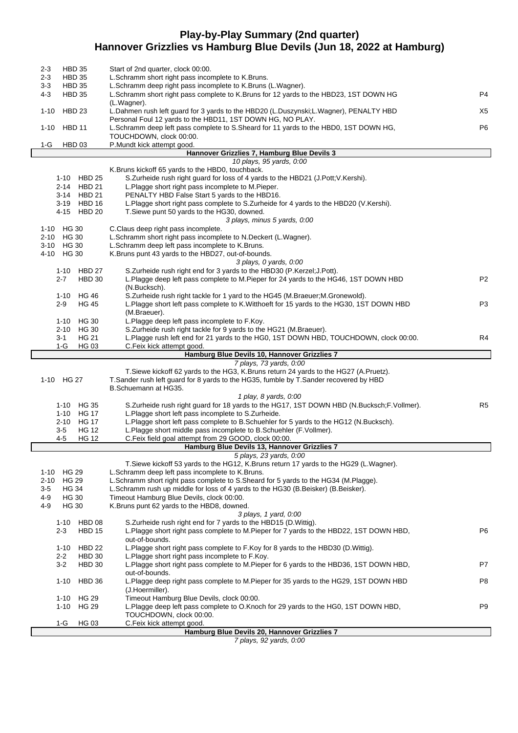# Play-by-Play Summary (2nd quarter)
## Hannover Grizzlies vs Hamburg Blue Devils (Jun 18, 2022 at Hamburg)

| Down | Spot | Play | |
|---|---|---|---|
| 2-3 | HBD 35 | Start of 2nd quarter, clock 00:00. | |
| 2-3 | HBD 35 | L.Schramm short right pass incomplete to K.Bruns. | |
| 3-3 | HBD 35 | L.Schramm deep right pass incomplete to K.Bruns (L.Wagner). | |
| 4-3 | HBD 35 | L.Schramm short right pass complete to K.Bruns for 12 yards to the HBD23, 1ST DOWN HG (L.Wagner). | P4 |
| 1-10 | HBD 23 | L.Dahmen rush left guard for 3 yards to the HBD20 (L.Duszynski;L.Wagner), PENALTY HBD Personal Foul 12 yards to the HBD11, 1ST DOWN HG, NO PLAY. | X5 |
| 1-10 | HBD 11 | L.Schramm deep left pass complete to S.Sheard for 11 yards to the HBD0, 1ST DOWN HG, TOUCHDOWN, clock 00:00. | P6 |
| 1-G | HBD 03 | P.Mundt kick attempt good. | |

**Hannover Grizzlies 7, Hamburg Blue Devils 3**

*10 plays, 95 yards, 0:00*

| Down | Spot | Play | |
|---|---|---|---|
| | | K.Bruns kickoff 65 yards to the HBD0, touchback. | |
| 1-10 | HBD 25 | S.Zurheide rush right guard for loss of 4 yards to the HBD21 (J.Pott;V.Kershi). | |
| 2-14 | HBD 21 | L.Plagge short right pass incomplete to M.Pieper. | |
| 3-14 | HBD 21 | PENALTY HBD False Start 5 yards to the HBD16. | |
| 3-19 | HBD 16 | L.Plagge short right pass complete to S.Zurheide for 4 yards to the HBD20 (V.Kershi). | |
| 4-15 | HBD 20 | T.Siewe punt 50 yards to the HG30, downed. | |

*3 plays, minus 5 yards, 0:00*

| Down | Spot | Play | |
|---|---|---|---|
| 1-10 | HG 30 | C.Claus deep right pass incomplete. | |
| 2-10 | HG 30 | L.Schramm short right pass incomplete to N.Deckert (L.Wagner). | |
| 3-10 | HG 30 | L.Schramm deep left pass incomplete to K.Bruns. | |
| 4-10 | HG 30 | K.Bruns punt 43 yards to the HBD27, out-of-bounds. | |

*3 plays, 0 yards, 0:00*

| Down | Spot | Play | |
|---|---|---|---|
| 1-10 | HBD 27 | S.Zurheide rush right end for 3 yards to the HBD30 (P.Kerzel;J.Pott). | |
| 2-7 | HBD 30 | L.Plagge deep left pass complete to M.Pieper for 24 yards to the HG46, 1ST DOWN HBD (N.Bucksch). | P2 |
| 1-10 | HG 46 | S.Zurheide rush right tackle for 1 yard to the HG45 (M.Braeuer;M.Gronewold). | |
| 2-9 | HG 45 | L.Plagge short left pass complete to K.Witthoeft for 15 yards to the HG30, 1ST DOWN HBD (M.Braeuer). | P3 |
| 1-10 | HG 30 | L.Plagge deep left pass incomplete to F.Koy. | |
| 2-10 | HG 30 | S.Zurheide rush right tackle for 9 yards to the HG21 (M.Braeuer). | |
| 3-1 | HG 21 | L.Plagge rush left end for 21 yards to the HG0, 1ST DOWN HBD, TOUCHDOWN, clock 00:00. | R4 |
| 1-G | HG 03 | C.Feix kick attempt good. | |

**Hamburg Blue Devils 10, Hannover Grizzlies 7**

*7 plays, 73 yards, 0:00*

| Down | Spot | Play | |
|---|---|---|---|
| | | T.Siewe kickoff 62 yards to the HG3, K.Bruns return 24 yards to the HG27 (A.Pruetz). | |
| 1-10 | HG 27 | T.Sander rush left guard for 8 yards to the HG35, fumble by T.Sander recovered by HBD B.Schuemann at HG35. | |

*1 play, 8 yards, 0:00*

| Down | Spot | Play | |
|---|---|---|---|
| 1-10 | HG 35 | S.Zurheide rush right guard for 18 yards to the HG17, 1ST DOWN HBD (N.Bucksch;F.Vollmer). | R5 |
| 1-10 | HG 17 | L.Plagge short left pass incomplete to S.Zurheide. | |
| 2-10 | HG 17 | L.Plagge short left pass complete to B.Schuehler for 5 yards to the HG12 (N.Bucksch). | |
| 3-5 | HG 12 | L.Plagge short middle pass incomplete to B.Schuehler (F.Vollmer). | |
| 4-5 | HG 12 | C.Feix field goal attempt from 29 GOOD, clock 00:00. | |

**Hamburg Blue Devils 13, Hannover Grizzlies 7**

*5 plays, 23 yards, 0:00*

| Down | Spot | Play | |
|---|---|---|---|
| | | T.Siewe kickoff 53 yards to the HG12, K.Bruns return 17 yards to the HG29 (L.Wagner). | |
| 1-10 | HG 29 | L.Schramm deep left pass incomplete to K.Bruns. | |
| 2-10 | HG 29 | L.Schramm short right pass complete to S.Sheard for 5 yards to the HG34 (M.Plagge). | |
| 3-5 | HG 34 | L.Schramm rush up middle for loss of 4 yards to the HG30 (B.Beisker) (B.Beisker). | |
| 4-9 | HG 30 | Timeout Hamburg Blue Devils, clock 00:00. | |
| 4-9 | HG 30 | K.Bruns punt 62 yards to the HBD8, downed. | |

*3 plays, 1 yard, 0:00*

| Down | Spot | Play | |
|---|---|---|---|
| 1-10 | HBD 08 | S.Zurheide rush right end for 7 yards to the HBD15 (D.Wittig). | |
| 2-3 | HBD 15 | L.Plagge short right pass complete to M.Pieper for 7 yards to the HBD22, 1ST DOWN HBD, out-of-bounds. | P6 |
| 1-10 | HBD 22 | L.Plagge short right pass complete to F.Koy for 8 yards to the HBD30 (D.Wittig). | |
| 2-2 | HBD 30 | L.Plagge short right pass incomplete to F.Koy. | |
| 3-2 | HBD 30 | L.Plagge short right pass complete to M.Pieper for 6 yards to the HBD36, 1ST DOWN HBD, out-of-bounds. | P7 |
| 1-10 | HBD 36 | L.Plagge deep right pass complete to M.Pieper for 35 yards to the HG29, 1ST DOWN HBD (J.Hoermiller). | P8 |
| 1-10 | HG 29 | Timeout Hamburg Blue Devils, clock 00:00. | |
| 1-10 | HG 29 | L.Plagge deep left pass complete to O.Knoch for 29 yards to the HG0, 1ST DOWN HBD, TOUCHDOWN, clock 00:00. | P9 |
| 1-G | HG 03 | C.Feix kick attempt good. | |

**Hamburg Blue Devils 20, Hannover Grizzlies 7**

*7 plays, 92 yards, 0:00*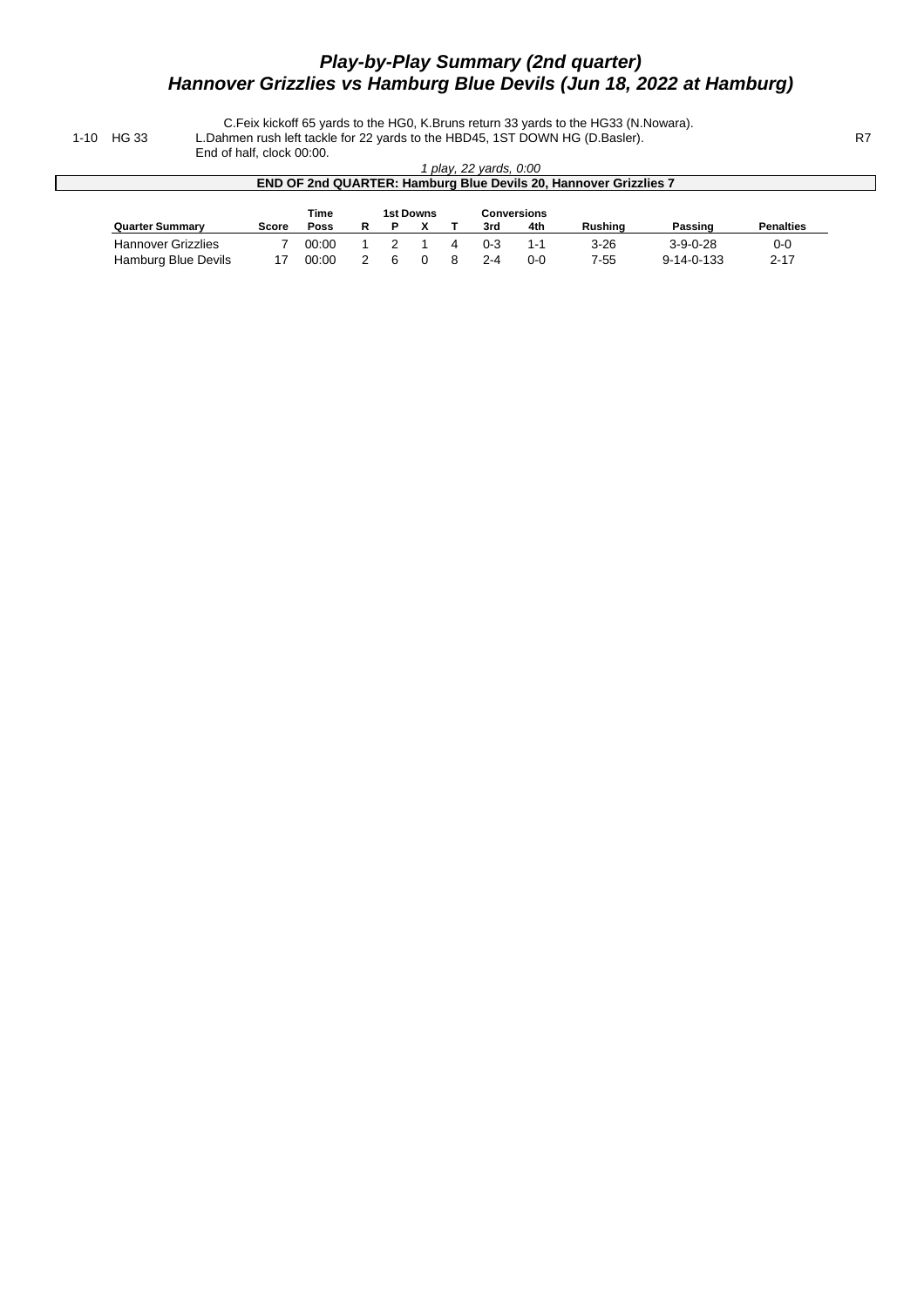## *Play-by-Play Summary (2nd quarter)*
## *Hannover Grizzlies vs Hamburg Blue Devils (Jun 18, 2022 at Hamburg)*

| | | | |
|---|---|---|---|
| | | C.Feix kickoff 65 yards to the HG0, K.Bruns return 33 yards to the HG33 (N.Nowara). | |
| 1-10 | HG 33 | L.Dahmen rush left tackle for 22 yards to the HBD45, 1ST DOWN HG (D.Basler). | R7 |
| | | End of half, clock 00:00. | |

*1 play, 22 yards, 0:00*

**END OF 2nd QUARTER: Hamburg Blue Devils 20, Hannover Grizzlies 7**

| Quarter Summary | Score | Time Poss | 1st Downs R | P | X | T | Conversions 3rd | 4th | Rushing | Passing | Penalties |
|---|---|---|---|---|---|---|---|---|---|---|---|
| Hannover Grizzlies | 7 | 00:00 | 1 | 2 | 1 | 4 | 0-3 | 1-1 | 3-26 | 3-9-0-28 | 0-0 |
| Hamburg Blue Devils | 17 | 00:00 | 2 | 6 | 0 | 8 | 2-4 | 0-0 | 7-55 | 9-14-0-133 | 2-17 |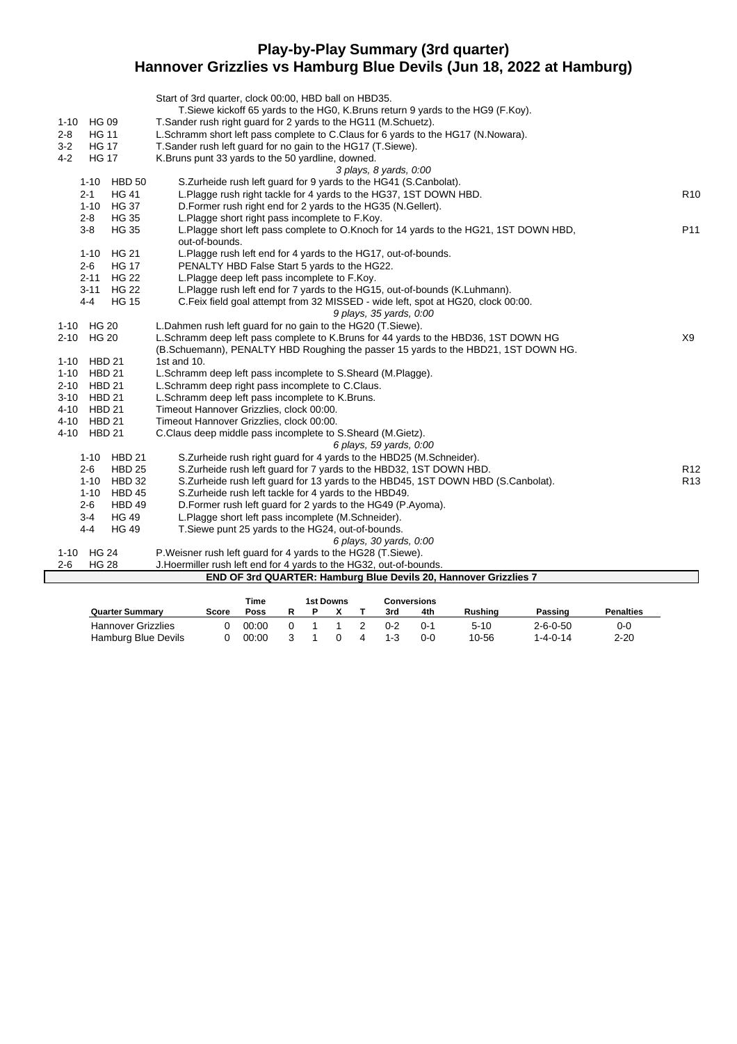# Play-by-Play Summary (3rd quarter)
## Hannover Grizzlies vs Hamburg Blue Devils (Jun 18, 2022 at Hamburg)

| Down | Spot | Play | |
|---|---|---|---|
| | | Start of 3rd quarter, clock 00:00, HBD ball on HBD35. | |
| | | T.Siewe kickoff 65 yards to the HG0, K.Bruns return 9 yards to the HG9 (F.Koy). | |
| 1-10 | HG 09 | T.Sander rush right guard for 2 yards to the HG11 (M.Schuetz). | |
| 2-8 | HG 11 | L.Schramm short left pass complete to C.Claus for 6 yards to the HG17 (N.Nowara). | |
| 3-2 | HG 17 | T.Sander rush left guard for no gain to the HG17 (T.Siewe). | |
| 4-2 | HG 17 | K.Bruns punt 33 yards to the 50 yardline, downed. | |
| | | *3 plays, 8 yards, 0:00* | |
| 1-10 | HBD 50 | S.Zurheide rush left guard for 9 yards to the HG41 (S.Canbolat). | |
| 2-1 | HG 41 | L.Plagge rush right tackle for 4 yards to the HG37, 1ST DOWN HBD. | R10 |
| 1-10 | HG 37 | D.Former rush right end for 2 yards to the HG35 (N.Gellert). | |
| 2-8 | HG 35 | L.Plagge short right pass incomplete to F.Koy. | |
| 3-8 | HG 35 | L.Plagge short left pass complete to O.Knoch for 14 yards to the HG21, 1ST DOWN HBD, out-of-bounds. | P11 |
| 1-10 | HG 21 | L.Plagge rush left end for 4 yards to the HG17, out-of-bounds. | |
| 2-6 | HG 17 | PENALTY HBD False Start 5 yards to the HG22. | |
| 2-11 | HG 22 | L.Plagge deep left pass incomplete to F.Koy. | |
| 3-11 | HG 22 | L.Plagge rush left end for 7 yards to the HG15, out-of-bounds (K.Luhmann). | |
| 4-4 | HG 15 | C.Feix field goal attempt from 32 MISSED - wide left, spot at HG20, clock 00:00. | |
| | | *9 plays, 35 yards, 0:00* | |
| 1-10 | HG 20 | L.Dahmen rush left guard for no gain to the HG20 (T.Siewe). | |
| 2-10 | HG 20 | L.Schramm deep left pass complete to K.Bruns for 44 yards to the HBD36, 1ST DOWN HG (B.Schuemann), PENALTY HBD Roughing the passer 15 yards to the HBD21, 1ST DOWN HG. | X9 |
| 1-10 | HBD 21 | 1st and 10. | |
| 1-10 | HBD 21 | L.Schramm deep left pass incomplete to S.Sheard (M.Plagge). | |
| 2-10 | HBD 21 | L.Schramm deep right pass incomplete to C.Claus. | |
| 3-10 | HBD 21 | L.Schramm deep left pass incomplete to K.Bruns. | |
| 4-10 | HBD 21 | Timeout Hannover Grizzlies, clock 00:00. | |
| 4-10 | HBD 21 | Timeout Hannover Grizzlies, clock 00:00. | |
| 4-10 | HBD 21 | C.Claus deep middle pass incomplete to S.Sheard (M.Gietz). | |
| | | *6 plays, 59 yards, 0:00* | |
| 1-10 | HBD 21 | S.Zurheide rush right guard for 4 yards to the HBD25 (M.Schneider). | |
| 2-6 | HBD 25 | S.Zurheide rush left guard for 7 yards to the HBD32, 1ST DOWN HBD. | R12 |
| 1-10 | HBD 32 | S.Zurheide rush left guard for 13 yards to the HBD45, 1ST DOWN HBD (S.Canbolat). | R13 |
| 1-10 | HBD 45 | S.Zurheide rush left tackle for 4 yards to the HBD49. | |
| 2-6 | HBD 49 | D.Former rush left guard for 2 yards to the HG49 (P.Ayoma). | |
| 3-4 | HG 49 | L.Plagge short left pass incomplete (M.Schneider). | |
| 4-4 | HG 49 | T.Siewe punt 25 yards to the HG24, out-of-bounds. | |
| | | *6 plays, 30 yards, 0:00* | |
| 1-10 | HG 24 | P.Weisner rush left guard for 4 yards to the HG28 (T.Siewe). | |
| 2-6 | HG 28 | J.Hoermiller rush left end for 4 yards to the HG32, out-of-bounds. | |

**END OF 3rd QUARTER: Hamburg Blue Devils 20, Hannover Grizzlies 7**

| Quarter Summary | Score | Time Poss | 1st Downs R | P | X | T | Conversions 3rd | 4th | Rushing | Passing | Penalties |
|---|---|---|---|---|---|---|---|---|---|---|---|
| Hannover Grizzlies | 0 | 00:00 | 0 | 1 | 1 | 2 | 0-2 | 0-1 | 5-10 | 2-6-0-50 | 0-0 |
| Hamburg Blue Devils | 0 | 00:00 | 3 | 1 | 0 | 4 | 1-3 | 0-0 | 10-56 | 1-4-0-14 | 2-20 |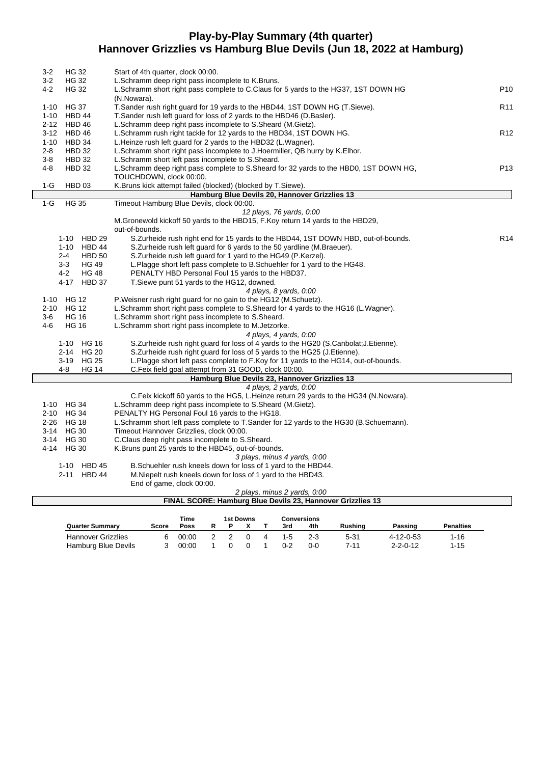# Play-by-Play Summary (4th quarter)
## Hannover Grizzlies vs Hamburg Blue Devils (Jun 18, 2022 at Hamburg)

| | | | |
|---|---|---|---|
| 3-2 | HG 32 | Start of 4th quarter, clock 00:00. | |
| 3-2 | HG 32 | L.Schramm deep right pass incomplete to K.Bruns. | |
| 4-2 | HG 32 | L.Schramm short right pass complete to C.Claus for 5 yards to the HG37, 1ST DOWN HG (N.Nowara). | P10 |
| 1-10 | HG 37 | T.Sander rush right guard for 19 yards to the HBD44, 1ST DOWN HG (T.Siewe). | R11 |
| 1-10 | HBD 44 | T.Sander rush left guard for loss of 2 yards to the HBD46 (D.Basler). | |
| 2-12 | HBD 46 | L.Schramm deep right pass incomplete to S.Sheard (M.Gietz). | |
| 3-12 | HBD 46 | L.Schramm rush right tackle for 12 yards to the HBD34, 1ST DOWN HG. | R12 |
| 1-10 | HBD 34 | L.Heinze rush left guard for 2 yards to the HBD32 (L.Wagner). | |
| 2-8 | HBD 32 | L.Schramm short right pass incomplete to J.Hoermiller, QB hurry by K.Elhor. | |
| 3-8 | HBD 32 | L.Schramm short left pass incomplete to S.Sheard. | |
| 4-8 | HBD 32 | L.Schramm deep right pass complete to S.Sheard for 32 yards to the HBD0, 1ST DOWN HG, TOUCHDOWN, clock 00:00. | P13 |
| 1-G | HBD 03 | K.Bruns kick attempt failed (blocked) (blocked by T.Siewe). | |

**Hamburg Blue Devils 20, Hannover Grizzlies 13**

| | | | |
|---|---|---|---|
| 1-G | HG 35 | Timeout Hamburg Blue Devils, clock 00:00. | |
| | | *12 plays, 76 yards, 0:00* | |
| | | M.Gronewold kickoff 50 yards to the HBD15, F.Koy return 14 yards to the HBD29, out-of-bounds. | |
| 1-10 | HBD 29 | S.Zurheide rush right end for 15 yards to the HBD44, 1ST DOWN HBD, out-of-bounds. | R14 |
| 1-10 | HBD 44 | S.Zurheide rush left guard for 6 yards to the 50 yardline (M.Braeuer). | |
| 2-4 | HBD 50 | S.Zurheide rush left guard for 1 yard to the HG49 (P.Kerzel). | |
| 3-3 | HG 49 | L.Plagge short left pass complete to B.Schuehler for 1 yard to the HG48. | |
| 4-2 | HG 48 | PENALTY HBD Personal Foul 15 yards to the HBD37. | |
| 4-17 | HBD 37 | T.Siewe punt 51 yards to the HG12, downed. | |
| | | *4 plays, 8 yards, 0:00* | |
| 1-10 | HG 12 | P.Weisner rush right guard for no gain to the HG12 (M.Schuetz). | |
| 2-10 | HG 12 | L.Schramm short right pass complete to S.Sheard for 4 yards to the HG16 (L.Wagner). | |
| 3-6 | HG 16 | L.Schramm short right pass incomplete to S.Sheard. | |
| 4-6 | HG 16 | L.Schramm short right pass incomplete to M.Jetzorke. | |
| | | *4 plays, 4 yards, 0:00* | |
| 1-10 | HG 16 | S.Zurheide rush right guard for loss of 4 yards to the HG20 (S.Canbolat;J.Etienne). | |
| 2-14 | HG 20 | S.Zurheide rush right guard for loss of 5 yards to the HG25 (J.Etienne). | |
| 3-19 | HG 25 | L.Plagge short left pass complete to F.Koy for 11 yards to the HG14, out-of-bounds. | |
| 4-8 | HG 14 | C.Feix field goal attempt from 31 GOOD, clock 00:00. | |

**Hamburg Blue Devils 23, Hannover Grizzlies 13**

| | | | |
|---|---|---|---|
| | | *4 plays, 2 yards, 0:00* | |
| | | C.Feix kickoff 60 yards to the HG5, L.Heinze return 29 yards to the HG34 (N.Nowara). | |
| 1-10 | HG 34 | L.Schramm deep right pass incomplete to S.Sheard (M.Gietz). | |
| 2-10 | HG 34 | PENALTY HG Personal Foul 16 yards to the HG18. | |
| 2-26 | HG 18 | L.Schramm short left pass complete to T.Sander for 12 yards to the HG30 (B.Schuemann). | |
| 3-14 | HG 30 | Timeout Hannover Grizzlies, clock 00:00. | |
| 3-14 | HG 30 | C.Claus deep right pass incomplete to S.Sheard. | |
| 4-14 | HG 30 | K.Bruns punt 25 yards to the HBD45, out-of-bounds. | |
| | | *3 plays, minus 4 yards, 0:00* | |
| 1-10 | HBD 45 | B.Schuehler rush kneels down for loss of 1 yard to the HBD44. | |
| 2-11 | HBD 44 | M.Niepelt rush kneels down for loss of 1 yard to the HBD43. | |
| | | End of game, clock 00:00. | |
| | | *2 plays, minus 2 yards, 0:00* | |

**FINAL SCORE: Hamburg Blue Devils 23, Hannover Grizzlies 13**

| Quarter Summary | Score | Time Poss | 1st Downs R | P | X | T | Conversions 3rd | 4th | Rushing | Passing | Penalties |
|---|---|---|---|---|---|---|---|---|---|---|---|
| Hannover Grizzlies | 6 | 00:00 | 2 | 2 | 0 | 4 | 1-5 | 2-3 | 5-31 | 4-12-0-53 | 1-16 |
| Hamburg Blue Devils | 3 | 00:00 | 1 | 0 | 0 | 1 | 0-2 | 0-0 | 7-11 | 2-2-0-12 | 1-15 |